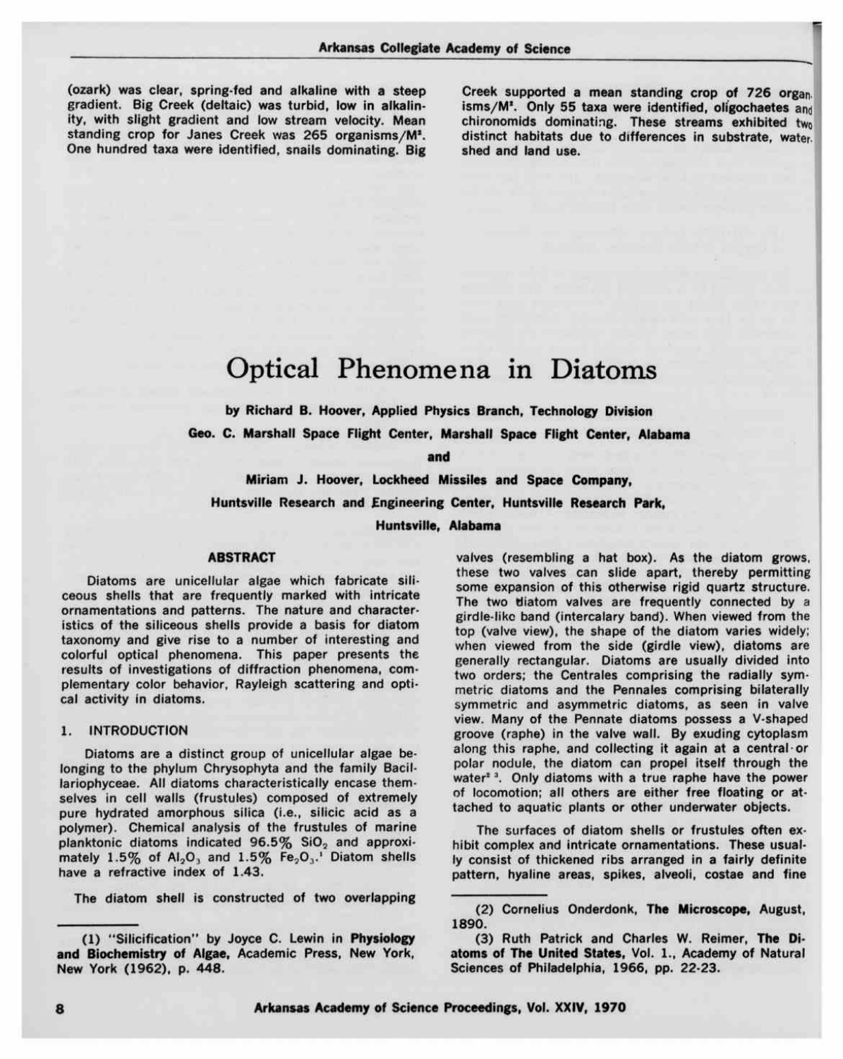(ozark) was clear, spring-fed and alkaline with a steep gradient. Big Creek (deltaic) was turbid, low in alkalinity, with slight gradient and low stream velocity. Mean standing crop for Janes Creek was 265 organisms/$M^2$. One hundred taxa were identified, snails dominating. Big Creek supported a mean standing crop of 726 organisms/$M^2$. Only 55 taxa were identified, oligochaetes and chironomids dominating. These streams exhibited two distinct habitats due to differences in substrate, watershed and land use.

# Optical Phenomena in Diatoms

**by Richard B. Hoover, Applied Physics Branch, Technology Division**

**Geo. C. Marshall Space Flight Center, Marshall Space Flight Center, Alabama**

**and**

**Miriam J. Hoover, Lockheed Missiles and Space Company,**

**Huntsville Research and Engineering Center, Huntsville Research Park,**

**Huntsville, Alabama**

## ABSTRACT

Diatoms are unicellular algae which fabricate siliceous shells that are frequently marked with intricate ornamentations and patterns. The nature and characteristics of the siliceous shells provide a basis for diatom taxonomy and give rise to a number of interesting and colorful optical phenomena. This paper presents the results of investigations of diffraction phenomena, complementary color behavior, Rayleigh scattering and optical activity in diatoms.

## 1. INTRODUCTION

Diatoms are a distinct group of unicellular algae belonging to the phylum Chrysophyta and the family Bacillariophyceae. All diatoms characteristically encase themselves in cell walls (frustules) composed of extremely pure hydrated amorphous silica (i.e., silicic acid as a polymer). Chemical analysis of the frustules of marine planktonic diatoms indicated 96.5% $SiO_2$ and approximately 1.5% of $Al_2O_3$ and 1.5% $Fe_2O_3$.[1] Diatom shells have a refractive index of 1.43.

The diatom shell is constructed of two overlapping valves (resembling a hat box). As the diatom grows, these two valves can slide apart, thereby permitting some expansion of this otherwise rigid quartz structure. The two diatom valves are frequently connected by a girdle-like band (intercalary band). When viewed from the top (valve view), the shape of the diatom varies widely; when viewed from the side (girdle view), diatoms are generally rectangular. Diatoms are usually divided into two orders; the Centrales comprising the radially symmetric diatoms and the Pennales comprising bilaterally symmetric and asymmetric diatoms, as seen in valve view. Many of the Pennate diatoms possess a V-shaped groove (raphe) in the valve wall. By exuding cytoplasm along this raphe, and collecting it again at a central or polar nodule, the diatom can propel itself through the water[2,3]. Only diatoms with a true raphe have the power of locomotion; all others are either free floating or attached to aquatic plants or other underwater objects.

The surfaces of diatom shells or frustules often exhibit complex and intricate ornamentations. These usually consist of thickened ribs arranged in a fairly definite pattern, hyaline areas, spikes, alveoli, costae and fine

---

(1) "Silicification" by Joyce C. Lewin in **Physiology and Biochemistry of Algae**, Academic Press, New York, New York (1962), p. 448.

(2) Cornelius Onderdonk, **The Microscope**, August, 1890.

(3) Ruth Patrick and Charles W. Reimer, **The Diatoms of The United States**, Vol. 1., Academy of Natural Sciences of Philadelphia, 1966, pp. 22-23.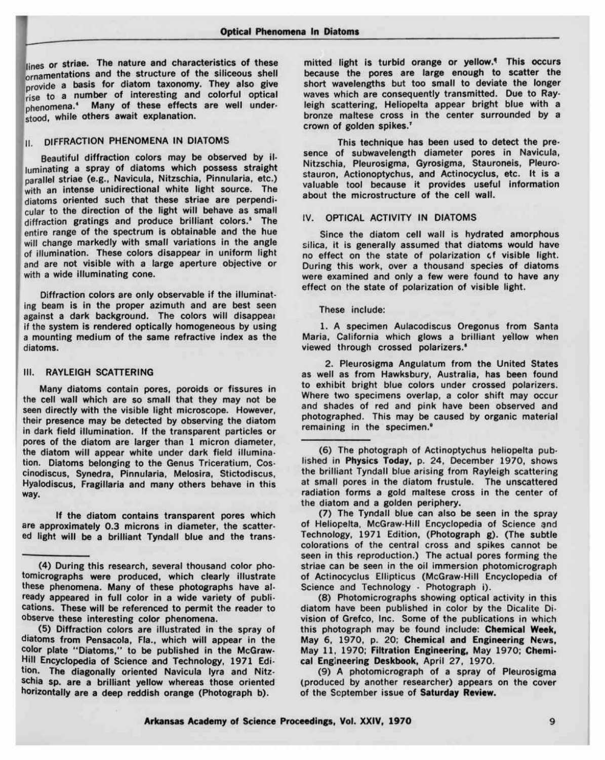lines or striae. The nature and characteristics of these ornamentations and the structure of the siliceous shell provide a basis for diatom taxonomy. They also give rise to a number of interesting and colorful optical phenomena.[4] Many of these effects are well understood, while others await explanation.

## II. DIFFRACTION PHENOMENA IN DIATOMS

Beautiful diffraction colors may be observed by illuminating a spray of diatoms which possess straight parallel striae (e.g., Navicula, Nitzschia, Pinnularia, etc.) with an intense unidirectional white light source. The diatoms oriented such that these striae are perpendicular to the direction of the light will behave as small diffraction gratings and produce brilliant colors.[5] The entire range of the spectrum is obtainable and the hue will change markedly with small variations in the angle of illumination. These colors disappear in uniform light and are not visible with a large aperture objective or with a wide illuminating cone.

Diffraction colors are only observable if the illuminating beam is in the proper azimuth and are best seen against a dark background. The colors will disappear if the system is rendered optically homogeneous by using a mounting medium of the same refractive index as the diatoms.

## III. RAYLEIGH SCATTERING

Many diatoms contain pores, poroids or fissures in the cell wall which are so small that they may not be seen directly with the visible light microscope. However, their presence may be detected by observing the diatom in dark field illumination. If the transparent particles or pores of the diatom are larger than 1 micron diameter, the diatom will appear white under dark field illumination. Diatoms belonging to the Genus Triceratium, Coscinodiscus, Synedra, Pinnularia, Melosira, Stictodiscus, Hyalodiscus, Fragillaria and many others behave in this way.

If the diatom contains transparent pores which are approximately 0.3 microns in diameter, the scattered light will be a brilliant Tyndall blue and the transmitted light is turbid orange or yellow.[6] This occurs because the pores are large enough to scatter the short wavelengths but too small to deviate the longer waves which are consequently transmitted. Due to Rayleigh scattering, Heliopelta appear bright blue with a bronze maltese cross in the center surrounded by a crown of golden spikes.[7]

This technique has been used to detect the presence of subwavelength diameter pores in Navicula, Nitzschia, Pleurosigma, Gyrosigma, Stauroneis, Pleurostauron, Actinoptychus, and Actinocyclus, etc. It is a valuable tool because it provides useful information about the microstructure of the cell wall.

## IV. OPTICAL ACTIVITY IN DIATOMS

Since the diatom cell wall is hydrated amorphous silica, it is generally assumed that diatoms would have no effect on the state of polarization of visible light. During this work, over a thousand species of diatoms were examined and only a few were found to have any effect on the state of polarization of visible light.

These include:

1. A specimen Aulacodiscus Oregonus from Santa Maria, California which glows a brilliant yellow when viewed through crossed polarizers.[8]

2. Pleurosigma Angulatum from the United States as well as from Hawksbury, Australia, has been found to exhibit bright blue colors under crossed polarizers. Where two specimens overlap, a color shift may occur and shades of red and pink have been observed and photographed. This may be caused by organic material remaining in the specimen.[9]

---

(4) During this research, several thousand color photomicrographs were produced, which clearly illustrate these phenomena. Many of these photographs have already appeared in full color in a wide variety of publications. These will be referenced to permit the reader to observe these interesting color phenomena.

(5) Diffraction colors are illustrated in the spray of diatoms from Pensacola, Fla., which will appear in the color plate "Diatoms," to be published in the McGraw-Hill Encyclopedia of Science and Technology, 1971 Edition. The diagonally oriented Navicula lyra and Nitzschia sp. are a brilliant yellow whereas those oriented horizontally are a deep reddish orange (Photograph b).

(6) The photograph of Actinoptychus heliopelta published in **Physics Today**, p. 24, December 1970, shows the brilliant Tyndall blue arising from Rayleigh scattering at small pores in the diatom frustule. The unscattered radiation forms a gold maltese cross in the center of the diatom and a golden periphery.

(7) The Tyndall blue can also be seen in the spray of Heliopelta, McGraw-Hill Encyclopedia of Science and Technology, 1971 Edition, (Photograph g). (The subtle colorations of the central cross and spikes cannot be seen in this reproduction.) The actual pores forming the striae can be seen in the oil immersion photomicrograph of Actinocyclus Ellipticus (McGraw-Hill Encyclopedia of Science and Technology - Photograph i).

(8) Photomicrographs showing optical activity in this diatom have been published in color by the Dicalite Division of Grefco, Inc. Some of the publications in which this photograph may be found include: **Chemical Week,** May 6, 1970, p. 20; **Chemical and Engineering News,** May 11, 1970; **Filtration Engineering,** May 1970; **Chemical Engineering Deskbook,** April 27, 1970.

(9) A photomicrograph of a spray of Pleurosigma (produced by another researcher) appears on the cover of the September issue of **Saturday Review.**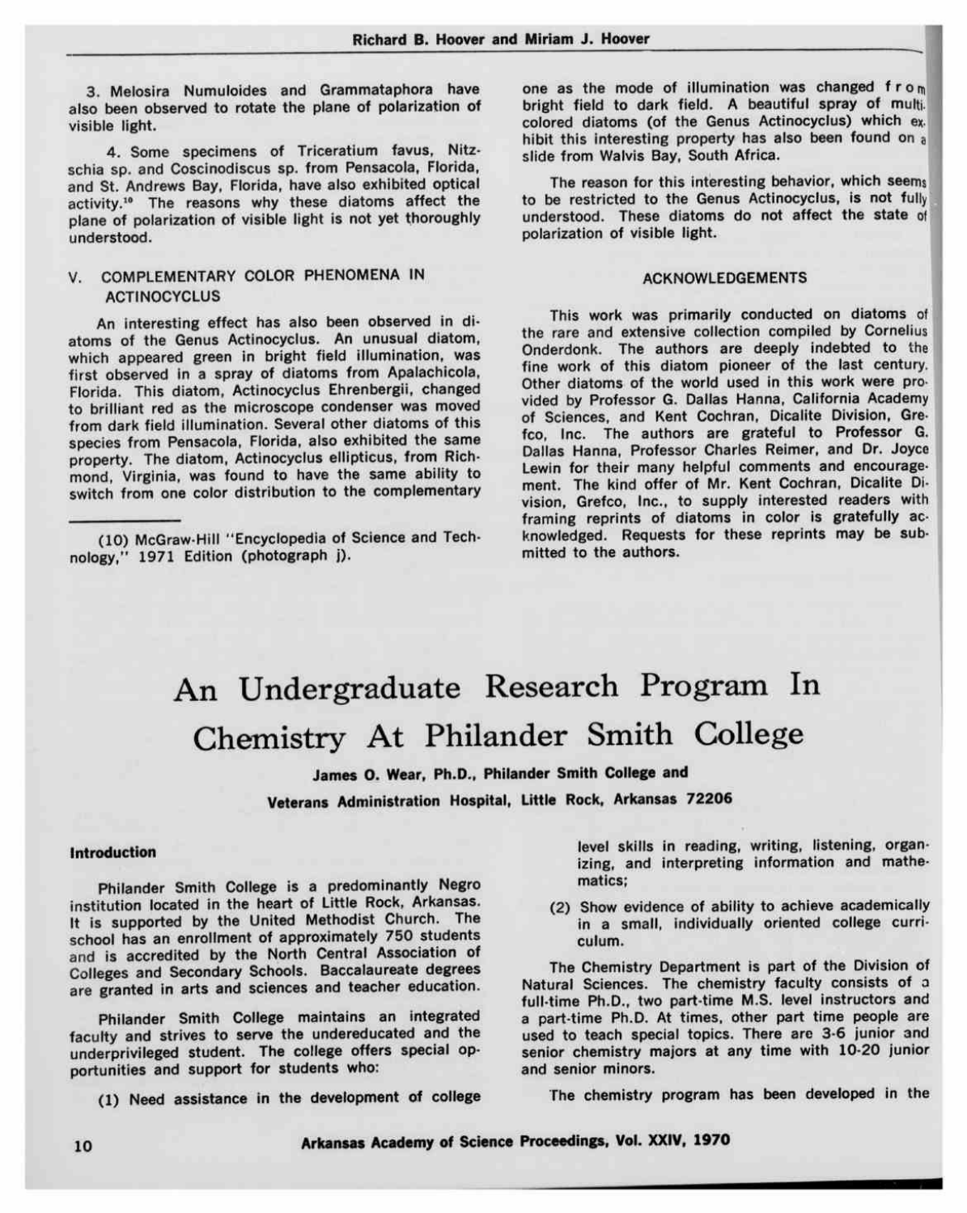3. Melosira Numuloides and Grammataphora have also been observed to rotate the plane of polarization of visible light.

4. Some specimens of Triceratium favus, Nitzschia sp. and Coscinodiscus sp. from Pensacola, Florida, and St. Andrews Bay, Florida, have also exhibited optical activity.[10] The reasons why these diatoms affect the plane of polarization of visible light is not yet thoroughly understood.

## V. COMPLEMENTARY COLOR PHENOMENA IN ACTINOCYCLUS

An interesting effect has also been observed in diatoms of the Genus Actinocyclus. An unusual diatom, which appeared green in bright field illumination, was first observed in a spray of diatoms from Apalachicola, Florida. This diatom, Actinocyclus Ehrenbergii, changed to brilliant red as the microscope condenser was moved from dark field illumination. Several other diatoms of this species from Pensacola, Florida, also exhibited the same property. The diatom, Actinocyclus ellipticus, from Richmond, Virginia, was found to have the same ability to switch from one color distribution to the complementary one as the mode of illumination was changed from bright field to dark field. A beautiful spray of multicolored diatoms (of the Genus Actinocyclus) which exhibit this interesting property has also been found on a slide from Walvis Bay, South Africa.

The reason for this interesting behavior, which seems to be restricted to the Genus Actinocyclus, is not fully understood. These diatoms do not affect the state of polarization of visible light.

(10) McGraw-Hill "Encyclopedia of Science and Technology," 1971 Edition (photograph j).

## ACKNOWLEDGEMENTS

This work was primarily conducted on diatoms of the rare and extensive collection compiled by Cornelius Onderdonk. The authors are deeply indebted to the fine work of this diatom pioneer of the last century. Other diatoms of the world used in this work were provided by Professor G. Dallas Hanna, California Academy of Sciences, and Kent Cochran, Dicalite Division, Grefco, Inc. The authors are grateful to Professor G. Dallas Hanna, Professor Charles Reimer, and Dr. Joyce Lewin for their many helpful comments and encouragement. The kind offer of Mr. Kent Cochran, Dicalite Division, Grefco, Inc., to supply interested readers with framing reprints of diatoms in color is gratefully acknowledged. Requests for these reprints may be submitted to the authors.

# An Undergraduate Research Program In Chemistry At Philander Smith College

**James O. Wear, Ph.D., Philander Smith College and**

**Veterans Administration Hospital, Little Rock, Arkansas 72206**

### Introduction

Philander Smith College is a predominantly Negro institution located in the heart of Little Rock, Arkansas. It is supported by the United Methodist Church. The school has an enrollment of approximately 750 students and is accredited by the North Central Association of Colleges and Secondary Schools. Baccalaureate degrees are granted in arts and sciences and teacher education.

Philander Smith College maintains an integrated faculty and strives to serve the undereducated and the underprivileged student. The college offers special opportunities and support for students who:

(1) Need assistance in the development of college level skills in reading, writing, listening, organizing, and interpreting information and mathematics;

(2) Show evidence of ability to achieve academically in a small, individually oriented college curriculum.

The Chemistry Department is part of the Division of Natural Sciences. The chemistry faculty consists of a full-time Ph.D., two part-time M.S. level instructors and a part-time Ph.D. At times, other part time people are used to teach special topics. There are 3-6 junior and senior chemistry majors at any time with 10-20 junior and senior minors.

The chemistry program has been developed in the